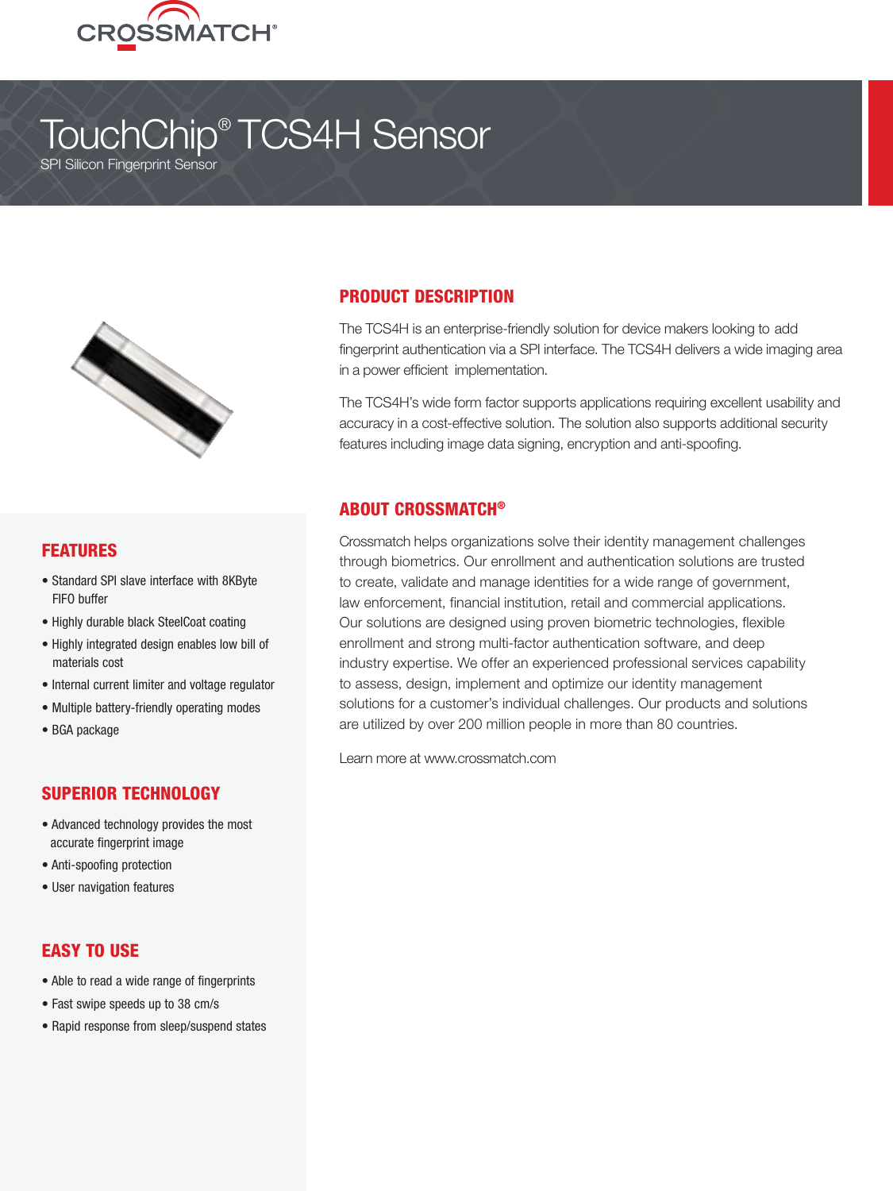CROSSMATCH®

# TouchChip® TCS4H Sensor

SPI Silicon Fingerprint Sensor

## PRODUCT DESCRIPTION

The TCS4H is an enterprise-friendly solution for device makers looking to add fingerprint authentication via a SPI interface. The TCS4H delivers a wide imaging area in a power efficient implementation.

The TCS4H's wide form factor supports applications requiring excellent usability and accuracy in a cost-effective solution. The solution also supports additional security features including image data signing, encryption and anti-spoofing.

## ABOUT CROSSMATCH®

Crossmatch helps organizations solve their identity management challenges through biometrics. Our enrollment and authentication solutions are trusted to create, validate and manage identities for a wide range of government, law enforcement, financial institution, retail and commercial applications. Our solutions are designed using proven biometric technologies, flexible enrollment and strong multi-factor authentication software, and deep industry expertise. We offer an experienced professional services capability to assess, design, implement and optimize our identity management solutions for a customer's individual challenges. Our products and solutions are utilized by over 200 million people in more than 80 countries.

Learn more at www.crossmatch.com

## FEATURES

- Standard SPI slave interface with 8KByte FIFO buffer
- Highly durable black SteelCoat coating
- Highly integrated design enables low bill of materials cost
- Internal current limiter and voltage regulator
- Multiple battery-friendly operating modes
- BGA package

## SUPERIOR TECHNOLOGY

- Advanced technology provides the most accurate fingerprint image
- Anti-spoofing protection
- User navigation features

## EASY TO USE

- Able to read a wide range of fingerprints
- Fast swipe speeds up to 38 cm/s
- Rapid response from sleep/suspend states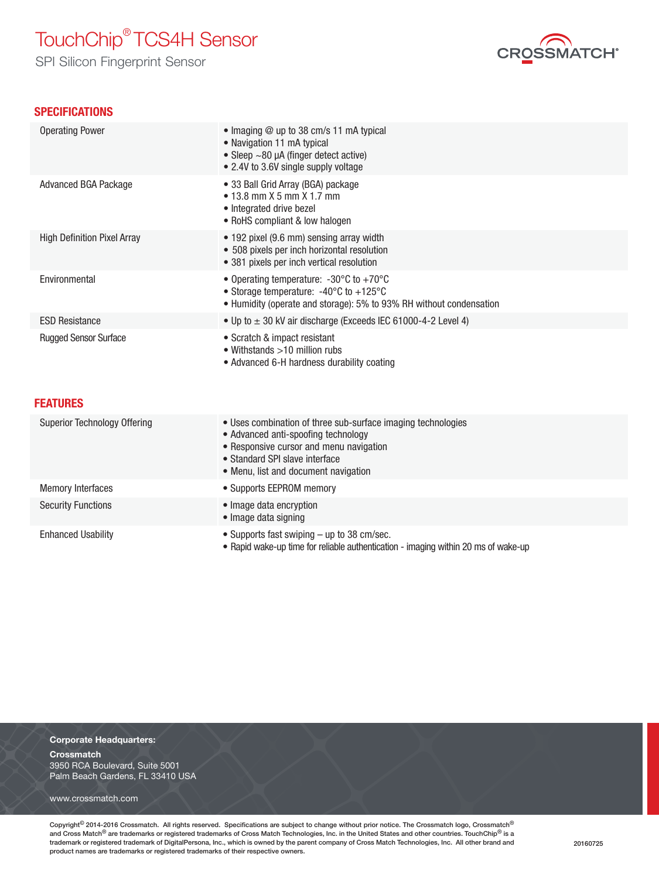# TouchChip® TCS4H Sensor

SPI Silicon Fingerprint Sensor

CROSSMATCH®

## SPECIFICATIONS

| | |
|---|---|
| Operating Power | • Imaging @ up to 38 cm/s 11 mA typical<br>• Navigation 11 mA typical<br>• Sleep ~80 µA (finger detect active)<br>• 2.4V to 3.6V single supply voltage |
| Advanced BGA Package | • 33 Ball Grid Array (BGA) package<br>• 13.8 mm X 5 mm X 1.7 mm<br>• Integrated drive bezel<br>• RoHS compliant & low halogen |
| High Definition Pixel Array | • 192 pixel (9.6 mm) sensing array width<br>• 508 pixels per inch horizontal resolution<br>• 381 pixels per inch vertical resolution |
| Environmental | • Operating temperature: -30°C to +70°C<br>• Storage temperature: -40°C to +125°C<br>• Humidity (operate and storage): 5% to 93% RH without condensation |
| ESD Resistance | • Up to ± 30 kV air discharge (Exceeds IEC 61000-4-2 Level 4) |
| Rugged Sensor Surface | • Scratch & impact resistant<br>• Withstands >10 million rubs<br>• Advanced 6-H hardness durability coating |

## FEATURES

| | |
|---|---|
| Superior Technology Offering | • Uses combination of three sub-surface imaging technologies<br>• Advanced anti-spoofing technology<br>• Responsive cursor and menu navigation<br>• Standard SPI slave interface<br>• Menu, list and document navigation |
| Memory Interfaces | • Supports EEPROM memory |
| Security Functions | • Image data encryption<br>• Image data signing |
| Enhanced Usability | • Supports fast swiping – up to 38 cm/sec.<br>• Rapid wake-up time for reliable authentication - imaging within 20 ms of wake-up |

**Corporate Headquarters:**

**Crossmatch**
3950 RCA Boulevard, Suite 5001
Palm Beach Gardens, FL 33410 USA

www.crossmatch.com

Copyright© 2014-2016 Crossmatch. All rights reserved. Specifications are subject to change without prior notice. The Crossmatch logo, Crossmatch® and Cross Match® are trademarks or registered trademarks of Cross Match Technologies, Inc. in the United States and other countries. TouchChip® is a trademark or registered trademark of DigitalPersona, Inc., which is owned by the parent company of Cross Match Technologies, Inc. All other brand and product names are trademarks or registered trademarks of their respective owners.

20160725